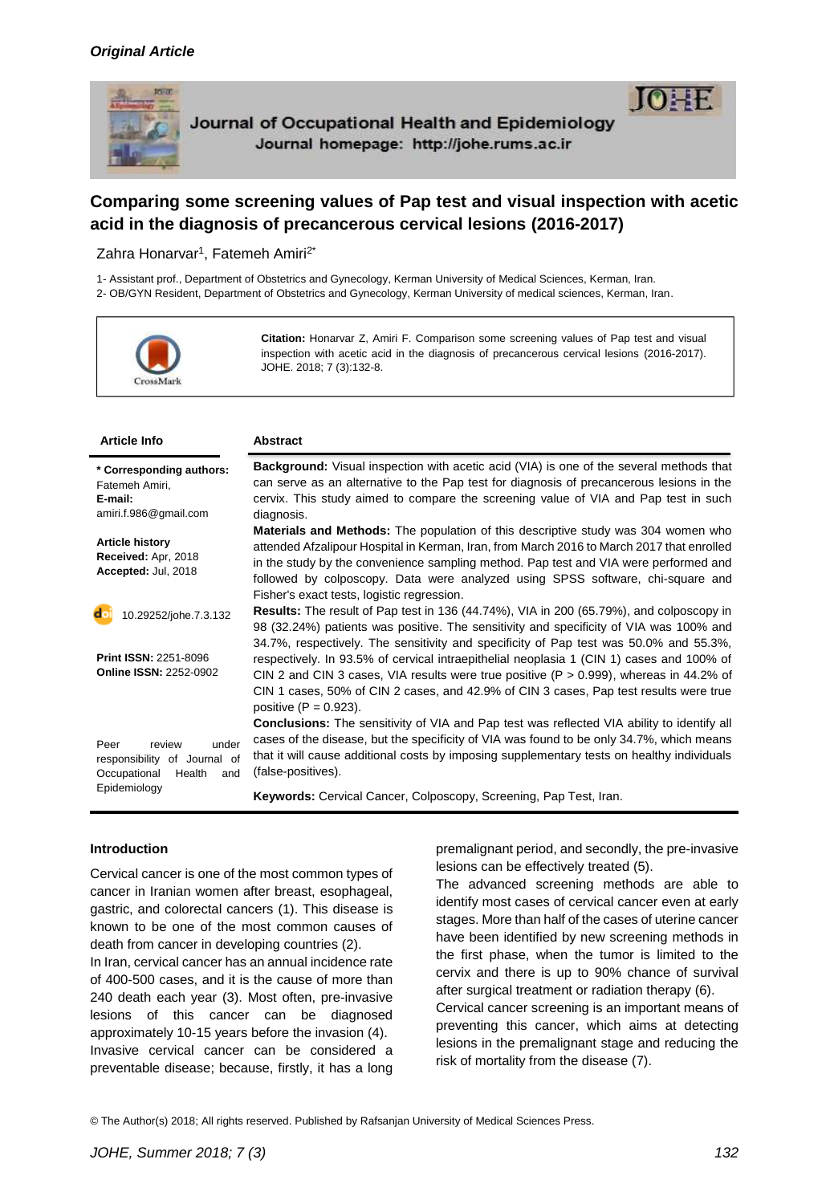*Original Article*

Journal of Occupational Health and Epidemiology
Journal homepage: http://johe.rums.ac.ir

# Comparing some screening values of Pap test and visual inspection with acetic acid in the diagnosis of precancerous cervical lesions (2016-2017)

Zahra Honarvar[1], Fatemeh Amiri[2*]

1- Assistant prof., Department of Obstetrics and Gynecology, Kerman University of Medical Sciences, Kerman, Iran.
2- OB/GYN Resident, Department of Obstetrics and Gynecology, Kerman University of medical sciences, Kerman, Iran.

**Citation:** Honarvar Z, Amiri F. Comparison some screening values of Pap test and visual inspection with acetic acid in the diagnosis of precancerous cervical lesions (2016-2017). JOHE. 2018; 7 (3):132-8.

**Article Info**

**\* Corresponding authors:**
Fatemeh Amiri,
**E-mail:**
amiri.f.986@gmail.com

**Article history**
**Received:** Apr, 2018
**Accepted:** Jul, 2018

10.29252/johe.7.3.132

**Print ISSN:** 2251-8096
**Online ISSN:** 2252-0902

Peer review under responsibility of Journal of Occupational Health and Epidemiology

**Abstract**

**Background:** Visual inspection with acetic acid (VIA) is one of the several methods that can serve as an alternative to the Pap test for diagnosis of precancerous lesions in the cervix. This study aimed to compare the screening value of VIA and Pap test in such diagnosis.

**Materials and Methods:** The population of this descriptive study was 304 women who attended Afzalipour Hospital in Kerman, Iran, from March 2016 to March 2017 that enrolled in the study by the convenience sampling method. Pap test and VIA were performed and followed by colposcopy. Data were analyzed using SPSS software, chi-square and Fisher's exact tests, logistic regression.

**Results:** The result of Pap test in 136 (44.74%), VIA in 200 (65.79%), and colposcopy in 98 (32.24%) patients was positive. The sensitivity and specificity of VIA was 100% and 34.7%, respectively. The sensitivity and specificity of Pap test was 50.0% and 55.3%, respectively. In 93.5% of cervical intraepithelial neoplasia 1 (CIN 1) cases and 100% of CIN 2 and CIN 3 cases, VIA results were true positive ($P > 0.999$), whereas in 44.2% of CIN 1 cases, 50% of CIN 2 cases, and 42.9% of CIN 3 cases, Pap test results were true positive ($P = 0.923$).

**Conclusions:** The sensitivity of VIA and Pap test was reflected VIA ability to identify all cases of the disease, but the specificity of VIA was found to be only 34.7%, which means that it will cause additional costs by imposing supplementary tests on healthy individuals (false-positives).

**Keywords:** Cervical Cancer, Colposcopy, Screening, Pap Test, Iran.

## Introduction

Cervical cancer is one of the most common types of cancer in Iranian women after breast, esophageal, gastric, and colorectal cancers (1). This disease is known to be one of the most common causes of death from cancer in developing countries (2).

In Iran, cervical cancer has an annual incidence rate of 400-500 cases, and it is the cause of more than 240 death each year (3). Most often, pre-invasive lesions of this cancer can be diagnosed approximately 10-15 years before the invasion (4).

Invasive cervical cancer can be considered a preventable disease; because, firstly, it has a long premalignant period, and secondly, the pre-invasive lesions can be effectively treated (5).

The advanced screening methods are able to identify most cases of cervical cancer even at early stages. More than half of the cases of uterine cancer have been identified by new screening methods in the first phase, when the tumor is limited to the cervix and there is up to 90% chance of survival after surgical treatment or radiation therapy (6).

Cervical cancer screening is an important means of preventing this cancer, which aims at detecting lesions in the premalignant stage and reducing the risk of mortality from the disease (7).

© The Author(s) 2018; All rights reserved. Published by Rafsanjan University of Medical Sciences Press.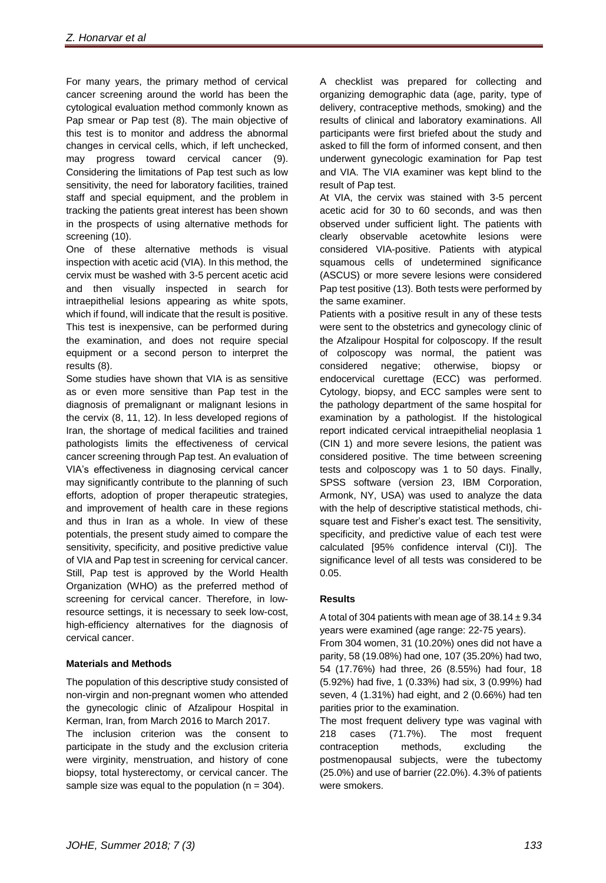For many years, the primary method of cervical cancer screening around the world has been the cytological evaluation method commonly known as Pap smear or Pap test (8). The main objective of this test is to monitor and address the abnormal changes in cervical cells, which, if left unchecked, may progress toward cervical cancer (9). Considering the limitations of Pap test such as low sensitivity, the need for laboratory facilities, trained staff and special equipment, and the problem in tracking the patients great interest has been shown in the prospects of using alternative methods for screening (10).

One of these alternative methods is visual inspection with acetic acid (VIA). In this method, the cervix must be washed with 3-5 percent acetic acid and then visually inspected in search for intraepithelial lesions appearing as white spots, which if found, will indicate that the result is positive. This test is inexpensive, can be performed during the examination, and does not require special equipment or a second person to interpret the results (8).

Some studies have shown that VIA is as sensitive as or even more sensitive than Pap test in the diagnosis of premalignant or malignant lesions in the cervix (8, 11, 12). In less developed regions of Iran, the shortage of medical facilities and trained pathologists limits the effectiveness of cervical cancer screening through Pap test. An evaluation of VIA's effectiveness in diagnosing cervical cancer may significantly contribute to the planning of such efforts, adoption of proper therapeutic strategies, and improvement of health care in these regions and thus in Iran as a whole. In view of these potentials, the present study aimed to compare the sensitivity, specificity, and positive predictive value of VIA and Pap test in screening for cervical cancer. Still, Pap test is approved by the World Health Organization (WHO) as the preferred method of screening for cervical cancer. Therefore, in low-resource settings, it is necessary to seek low-cost, high-efficiency alternatives for the diagnosis of cervical cancer.

## Materials and Methods

The population of this descriptive study consisted of non-virgin and non-pregnant women who attended the gynecologic clinic of Afzalipour Hospital in Kerman, Iran, from March 2016 to March 2017.

The inclusion criterion was the consent to participate in the study and the exclusion criteria were virginity, menstruation, and history of cone biopsy, total hysterectomy, or cervical cancer. The sample size was equal to the population (n = 304).

A checklist was prepared for collecting and organizing demographic data (age, parity, type of delivery, contraceptive methods, smoking) and the results of clinical and laboratory examinations. All participants were first briefed about the study and asked to fill the form of informed consent, and then underwent gynecologic examination for Pap test and VIA. The VIA examiner was kept blind to the result of Pap test.

At VIA, the cervix was stained with 3-5 percent acetic acid for 30 to 60 seconds, and was then observed under sufficient light. The patients with clearly observable acetowhite lesions were considered VIA-positive. Patients with atypical squamous cells of undetermined significance (ASCUS) or more severe lesions were considered Pap test positive (13). Both tests were performed by the same examiner.

Patients with a positive result in any of these tests were sent to the obstetrics and gynecology clinic of the Afzalipour Hospital for colposcopy. If the result of colposcopy was normal, the patient was considered negative; otherwise, biopsy or endocervical curettage (ECC) was performed. Cytology, biopsy, and ECC samples were sent to the pathology department of the same hospital for examination by a pathologist. If the histological report indicated cervical intraepithelial neoplasia 1 (CIN 1) and more severe lesions, the patient was considered positive. The time between screening tests and colposcopy was 1 to 50 days. Finally, SPSS software (version 23, IBM Corporation, Armonk, NY, USA) was used to analyze the data with the help of descriptive statistical methods, chi-square test and Fisher's exact test. The sensitivity, specificity, and predictive value of each test were calculated [95% confidence interval (CI)]. The significance level of all tests was considered to be 0.05.

## Results

A total of 304 patients with mean age of 38.14 ± 9.34 years were examined (age range: 22-75 years).

From 304 women, 31 (10.20%) ones did not have a parity, 58 (19.08%) had one, 107 (35.20%) had two, 54 (17.76%) had three, 26 (8.55%) had four, 18 (5.92%) had five, 1 (0.33%) had six, 3 (0.99%) had seven, 4 (1.31%) had eight, and 2 (0.66%) had ten parities prior to the examination.

The most frequent delivery type was vaginal with 218 cases (71.7%). The most frequent contraception methods, excluding the postmenopausal subjects, were the tubectomy (25.0%) and use of barrier (22.0%). 4.3% of patients were smokers.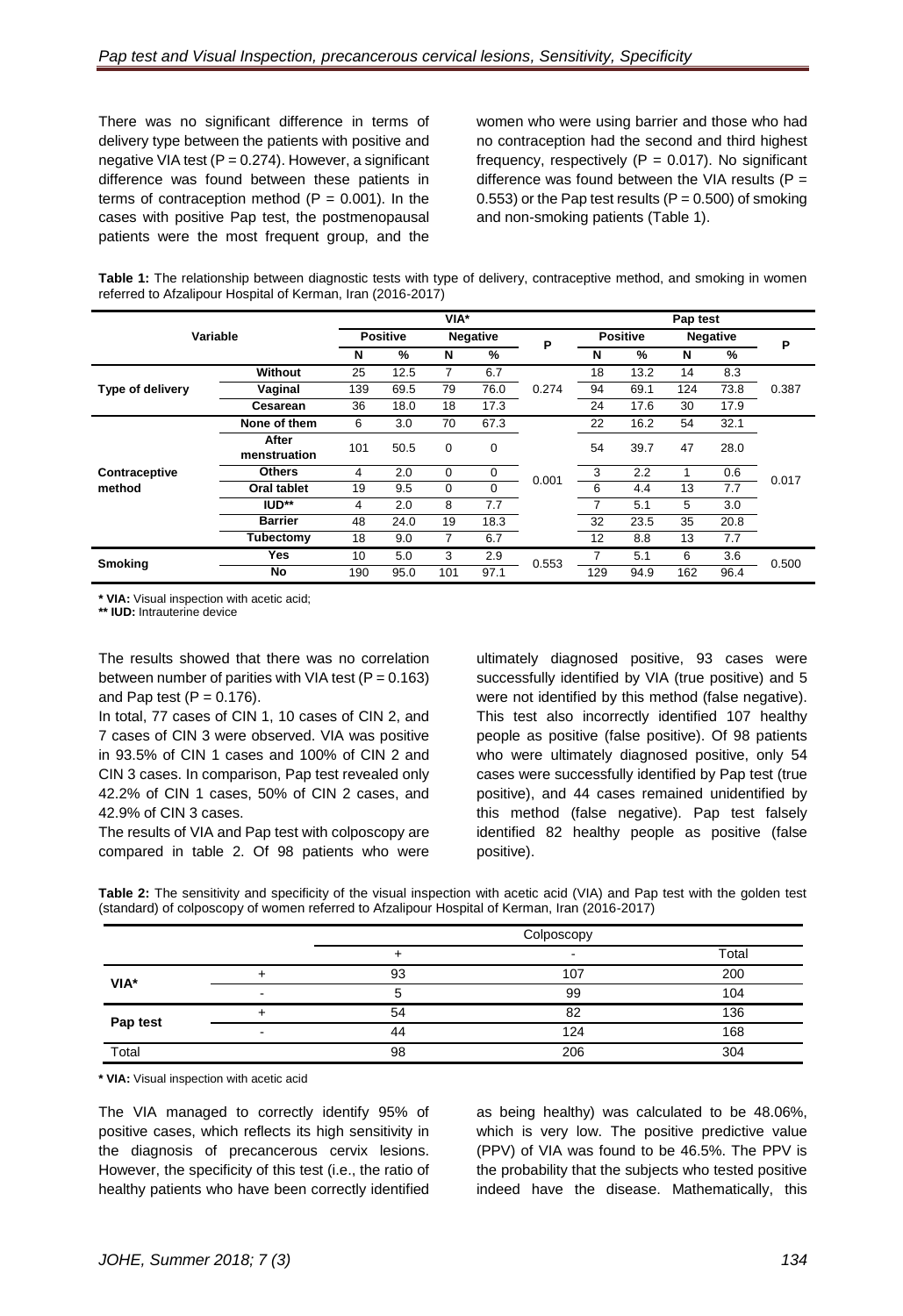There was no significant difference in terms of delivery type between the patients with positive and negative VIA test (P = 0.274). However, a significant difference was found between these patients in terms of contraception method (P = 0.001). In the cases with positive Pap test, the postmenopausal patients were the most frequent group, and the women who were using barrier and those who had no contraception had the second and third highest frequency, respectively (P = 0.017). No significant difference was found between the VIA results (P = 0.553) or the Pap test results (P = 0.500) of smoking and non-smoking patients (Table 1).

**Table 1:** The relationship between diagnostic tests with type of delivery, contraceptive method, and smoking in women referred to Afzalipour Hospital of Kerman, Iran (2016-2017)

| Variable | | VIA* | | | | | Pap test | | | | |
|---|---|---|---|---|---|---|---|---|---|---|---|
| | | Positive | | Negative | | P | Positive | | Negative | | P |
| | | N | % | N | % | | N | % | N | % | |
| Type of delivery | Without | 25 | 12.5 | 7 | 6.7 | 0.274 | 18 | 13.2 | 14 | 8.3 | 0.387 |
| | Vaginal | 139 | 69.5 | 79 | 76.0 | | 94 | 69.1 | 124 | 73.8 | |
| | Cesarean | 36 | 18.0 | 18 | 17.3 | | 24 | 17.6 | 30 | 17.9 | |
| Contraceptive method | None of them | 6 | 3.0 | 70 | 67.3 | 0.001 | 22 | 16.2 | 54 | 32.1 | 0.017 |
| | After menstruation | 101 | 50.5 | 0 | 0 | | 54 | 39.7 | 47 | 28.0 | |
| | Others | 4 | 2.0 | 0 | 0 | | 3 | 2.2 | 1 | 0.6 | |
| | Oral tablet | 19 | 9.5 | 0 | 0 | | 6 | 4.4 | 13 | 7.7 | |
| | IUD** | 4 | 2.0 | 8 | 7.7 | | 7 | 5.1 | 5 | 3.0 | |
| | Barrier | 48 | 24.0 | 19 | 18.3 | | 32 | 23.5 | 35 | 20.8 | |
| | Tubectomy | 18 | 9.0 | 7 | 6.7 | | 12 | 8.8 | 13 | 7.7 | |
| Smoking | Yes | 10 | 5.0 | 3 | 2.9 | 0.553 | 7 | 5.1 | 6 | 3.6 | 0.500 |
| | No | 190 | 95.0 | 101 | 97.1 | | 129 | 94.9 | 162 | 96.4 | |

**\* VIA:** Visual inspection with acetic acid;
**\*\* IUD:** Intrauterine device

The results showed that there was no correlation between number of parities with VIA test (P = 0.163) and Pap test (P = 0.176).

In total, 77 cases of CIN 1, 10 cases of CIN 2, and 7 cases of CIN 3 were observed. VIA was positive in 93.5% of CIN 1 cases and 100% of CIN 2 and CIN 3 cases. In comparison, Pap test revealed only 42.2% of CIN 1 cases, 50% of CIN 2 cases, and 42.9% of CIN 3 cases.

The results of VIA and Pap test with colposcopy are compared in table 2. Of 98 patients who were ultimately diagnosed positive, 93 cases were successfully identified by VIA (true positive) and 5 were not identified by this method (false negative). This test also incorrectly identified 107 healthy people as positive (false positive). Of 98 patients who were ultimately diagnosed positive, only 54 cases were successfully identified by Pap test (true positive), and 44 cases remained unidentified by this method (false negative). Pap test falsely identified 82 healthy people as positive (false positive).

**Table 2:** The sensitivity and specificity of the visual inspection with acetic acid (VIA) and Pap test with the golden test (standard) of colposcopy of women referred to Afzalipour Hospital of Kerman, Iran (2016-2017)

| | | Colposcopy | | |
|---|---|---|---|---|
| | | + | - | Total |
| VIA* | + | 93 | 107 | 200 |
| | - | 5 | 99 | 104 |
| Pap test | + | 54 | 82 | 136 |
| | - | 44 | 124 | 168 |
| Total | | 98 | 206 | 304 |

**\* VIA:** Visual inspection with acetic acid

The VIA managed to correctly identify 95% of positive cases, which reflects its high sensitivity in the diagnosis of precancerous cervix lesions. However, the specificity of this test (i.e., the ratio of healthy patients who have been correctly identified as being healthy) was calculated to be 48.06%, which is very low. The positive predictive value (PPV) of VIA was found to be 46.5%. The PPV is the probability that the subjects who tested positive indeed have the disease. Mathematically, this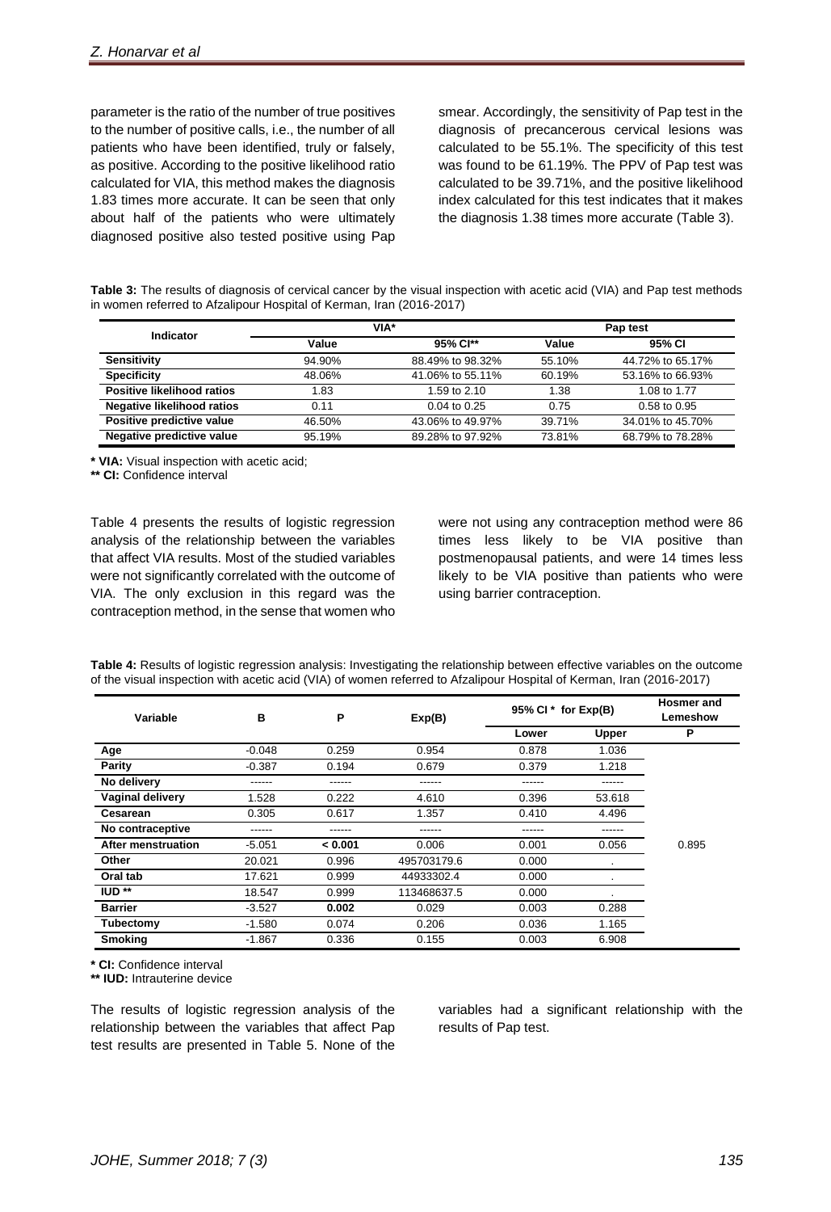parameter is the ratio of the number of true positives to the number of positive calls, i.e., the number of all patients who have been identified, truly or falsely, as positive. According to the positive likelihood ratio calculated for VIA, this method makes the diagnosis 1.83 times more accurate. It can be seen that only about half of the patients who were ultimately diagnosed positive also tested positive using Pap smear. Accordingly, the sensitivity of Pap test in the diagnosis of precancerous cervical lesions was calculated to be 55.1%. The specificity of this test was found to be 61.19%. The PPV of Pap test was calculated to be 39.71%, and the positive likelihood index calculated for this test indicates that it makes the diagnosis 1.38 times more accurate (Table 3).

**Table 3:** The results of diagnosis of cervical cancer by the visual inspection with acetic acid (VIA) and Pap test methods in women referred to Afzalipour Hospital of Kerman, Iran (2016-2017)

| Indicator | VIA* | | Pap test | |
|---|---|---|---|---|
| | Value | 95% CI** | Value | 95% CI |
| **Sensitivity** | 94.90% | 88.49% to 98.32% | 55.10% | 44.72% to 65.17% |
| **Specificity** | 48.06% | 41.06% to 55.11% | 60.19% | 53.16% to 66.93% |
| **Positive likelihood ratios** | 1.83 | 1.59 to 2.10 | 1.38 | 1.08 to 1.77 |
| **Negative likelihood ratios** | 0.11 | 0.04 to 0.25 | 0.75 | 0.58 to 0.95 |
| **Positive predictive value** | 46.50% | 43.06% to 49.97% | 39.71% | 34.01% to 45.70% |
| **Negative predictive value** | 95.19% | 89.28% to 97.92% | 73.81% | 68.79% to 78.28% |

**\* VIA:** Visual inspection with acetic acid;
**\*\* CI:** Confidence interval

Table 4 presents the results of logistic regression analysis of the relationship between the variables that affect VIA results. Most of the studied variables were not significantly correlated with the outcome of VIA. The only exclusion in this regard was the contraception method, in the sense that women who were not using any contraception method were 86 times less likely to be VIA positive than postmenopausal patients, and were 14 times less likely to be VIA positive than patients who were using barrier contraception.

**Table 4:** Results of logistic regression analysis: Investigating the relationship between effective variables on the outcome of the visual inspection with acetic acid (VIA) of women referred to Afzalipour Hospital of Kerman, Iran (2016-2017)

| Variable | B | P | Exp(B) | 95% CI * for Exp(B) | | Hosmer and Lemeshow |
|---|---|---|---|---|---|---|
| | | | | Lower | Upper | P |
| **Age** | -0.048 | 0.259 | 0.954 | 0.878 | 1.036 | |
| **Parity** | -0.387 | 0.194 | 0.679 | 0.379 | 1.218 | |
| **No delivery** | ------ | ------ | ------ | ------ | ------ | |
| **Vaginal delivery** | 1.528 | 0.222 | 4.610 | 0.396 | 53.618 | |
| **Cesarean** | 0.305 | 0.617 | 1.357 | 0.410 | 4.496 | |
| **No contraceptive** | ------ | ------ | ------ | ------ | ------ | |
| **After menstruation** | -5.051 | **< 0.001** | 0.006 | 0.001 | 0.056 | 0.895 |
| **Other** | 20.021 | 0.996 | 495703179.6 | 0.000 | . | |
| **Oral tab** | 17.621 | 0.999 | 44933302.4 | 0.000 | . | |
| **IUD \*\*** | 18.547 | 0.999 | 113468637.5 | 0.000 | . | |
| **Barrier** | -3.527 | **0.002** | 0.029 | 0.003 | 0.288 | |
| **Tubectomy** | -1.580 | 0.074 | 0.206 | 0.036 | 1.165 | |
| **Smoking** | -1.867 | 0.336 | 0.155 | 0.003 | 6.908 | |

**\* CI:** Confidence interval
**\*\* IUD:** Intrauterine device

The results of logistic regression analysis of the relationship between the variables that affect Pap test results are presented in Table 5. None of the variables had a significant relationship with the results of Pap test.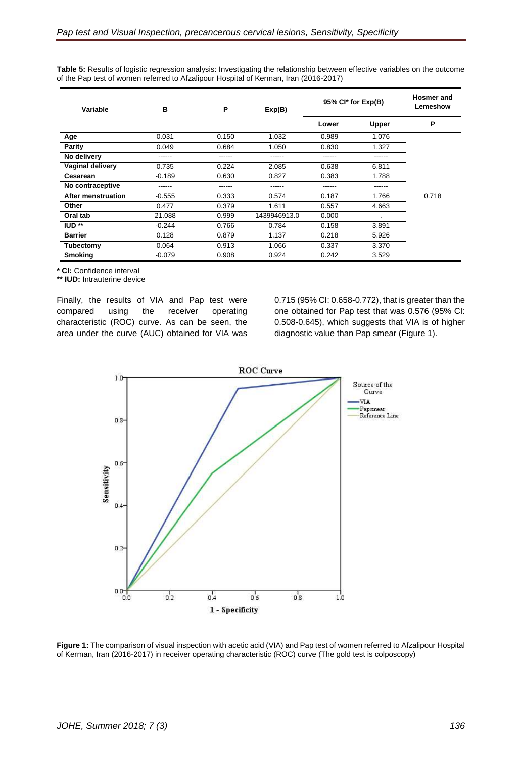**Table 5:** Results of logistic regression analysis: Investigating the relationship between effective variables on the outcome of the Pap test of women referred to Afzalipour Hospital of Kerman, Iran (2016-2017)

| Variable | B | P | Exp(B) | 95% CI* for Exp(B) | | Hosmer and Lemeshow |
|---|---|---|---|---|---|---|
| | | | | Lower | Upper | P |
| **Age** | 0.031 | 0.150 | 1.032 | 0.989 | 1.076 | |
| **Parity** | 0.049 | 0.684 | 1.050 | 0.830 | 1.327 | |
| **No delivery** | ------ | ------ | ------ | ------ | ------ | |
| **Vaginal delivery** | 0.735 | 0.224 | 2.085 | 0.638 | 6.811 | |
| **Cesarean** | -0.189 | 0.630 | 0.827 | 0.383 | 1.788 | |
| **No contraceptive** | ------ | ------ | ------ | ------ | ------ | |
| **After menstruation** | -0.555 | 0.333 | 0.574 | 0.187 | 1.766 | 0.718 |
| **Other** | 0.477 | 0.379 | 1.611 | 0.557 | 4.663 | |
| **Oral tab** | 21.088 | 0.999 | 1439946913.0 | 0.000 | . | |
| **IUD \*\*** | -0.244 | 0.766 | 0.784 | 0.158 | 3.891 | |
| **Barrier** | 0.128 | 0.879 | 1.137 | 0.218 | 5.926 | |
| **Tubectomy** | 0.064 | 0.913 | 1.066 | 0.337 | 3.370 | |
| **Smoking** | -0.079 | 0.908 | 0.924 | 0.242 | 3.529 | |

**\* CI:** Confidence interval
**\*\* IUD:** Intrauterine device

Finally, the results of VIA and Pap test were compared using the receiver operating characteristic (ROC) curve. As can be seen, the area under the curve (AUC) obtained for VIA was 0.715 (95% CI: 0.658-0.772), that is greater than the one obtained for Pap test that was 0.576 (95% CI: 0.508-0.645), which suggests that VIA is of higher diagnostic value than Pap smear (Figure 1).

**Figure 1:** The comparison of visual inspection with acetic acid (VIA) and Pap test of women referred to Afzalipour Hospital of Kerman, Iran (2016-2017) in receiver operating characteristic (ROC) curve (The gold test is colposcopy)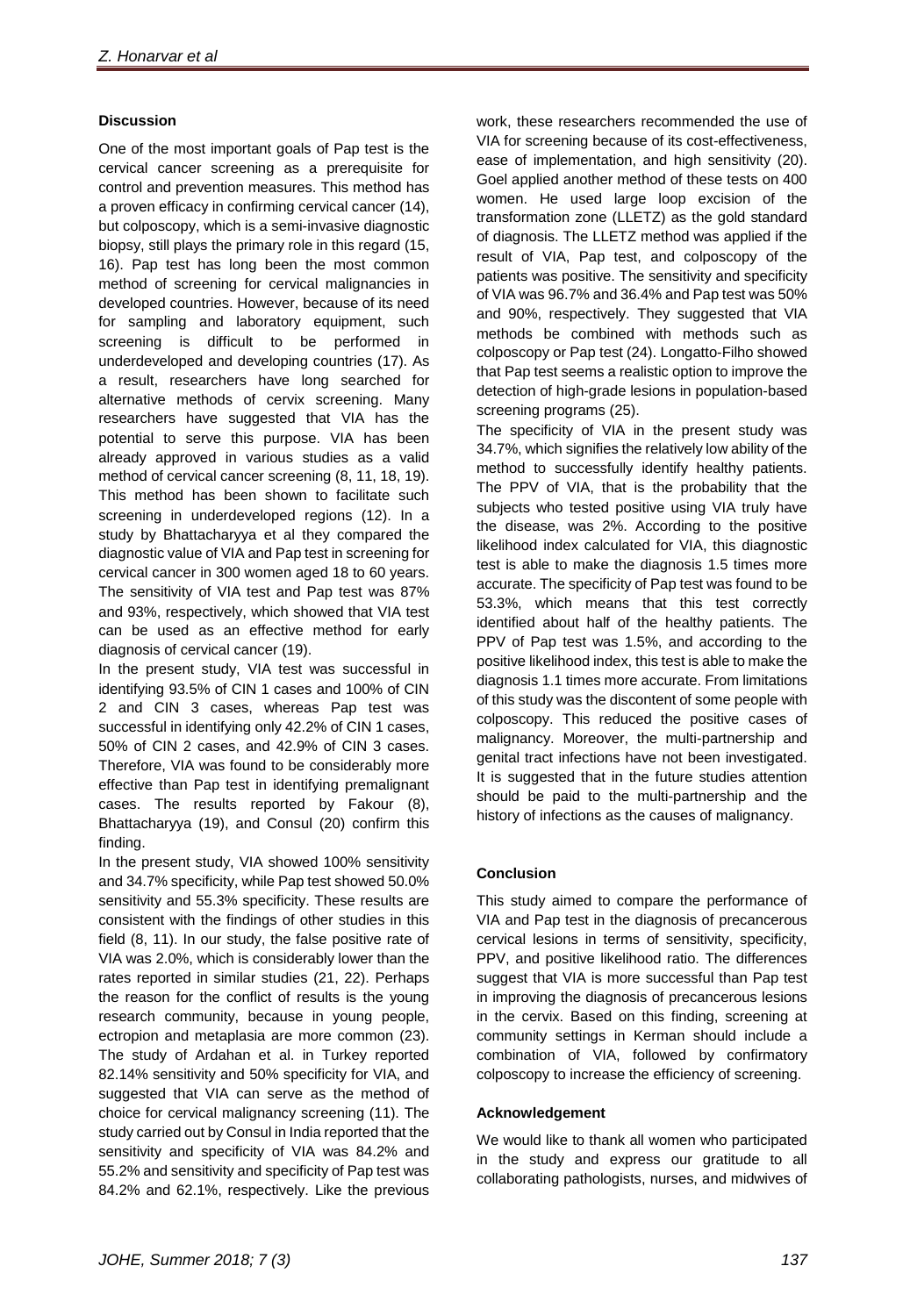### Discussion

One of the most important goals of Pap test is the cervical cancer screening as a prerequisite for control and prevention measures. This method has a proven efficacy in confirming cervical cancer (14), but colposcopy, which is a semi-invasive diagnostic biopsy, still plays the primary role in this regard (15, 16). Pap test has long been the most common method of screening for cervical malignancies in developed countries. However, because of its need for sampling and laboratory equipment, such screening is difficult to be performed in underdeveloped and developing countries (17). As a result, researchers have long searched for alternative methods of cervix screening. Many researchers have suggested that VIA has the potential to serve this purpose. VIA has been already approved in various studies as a valid method of cervical cancer screening (8, 11, 18, 19). This method has been shown to facilitate such screening in underdeveloped regions (12). In a study by Bhattacharyya et al they compared the diagnostic value of VIA and Pap test in screening for cervical cancer in 300 women aged 18 to 60 years. The sensitivity of VIA test and Pap test was 87% and 93%, respectively, which showed that VIA test can be used as an effective method for early diagnosis of cervical cancer (19).

In the present study, VIA test was successful in identifying 93.5% of CIN 1 cases and 100% of CIN 2 and CIN 3 cases, whereas Pap test was successful in identifying only 42.2% of CIN 1 cases, 50% of CIN 2 cases, and 42.9% of CIN 3 cases. Therefore, VIA was found to be considerably more effective than Pap test in identifying premalignant cases. The results reported by Fakour (8), Bhattacharyya (19), and Consul (20) confirm this finding.

In the present study, VIA showed 100% sensitivity and 34.7% specificity, while Pap test showed 50.0% sensitivity and 55.3% specificity. These results are consistent with the findings of other studies in this field (8, 11). In our study, the false positive rate of VIA was 2.0%, which is considerably lower than the rates reported in similar studies (21, 22). Perhaps the reason for the conflict of results is the young research community, because in young people, ectropion and metaplasia are more common (23). The study of Ardahan et al. in Turkey reported 82.14% sensitivity and 50% specificity for VIA, and suggested that VIA can serve as the method of choice for cervical malignancy screening (11). The study carried out by Consul in India reported that the sensitivity and specificity of VIA was 84.2% and 55.2% and sensitivity and specificity of Pap test was 84.2% and 62.1%, respectively. Like the previous work, these researchers recommended the use of VIA for screening because of its cost-effectiveness, ease of implementation, and high sensitivity (20). Goel applied another method of these tests on 400 women. He used large loop excision of the transformation zone (LLETZ) as the gold standard of diagnosis. The LLETZ method was applied if the result of VIA, Pap test, and colposcopy of the patients was positive. The sensitivity and specificity of VIA was 96.7% and 36.4% and Pap test was 50% and 90%, respectively. They suggested that VIA methods be combined with methods such as colposcopy or Pap test (24). Longatto-Filho showed that Pap test seems a realistic option to improve the detection of high-grade lesions in population-based screening programs (25).

The specificity of VIA in the present study was 34.7%, which signifies the relatively low ability of the method to successfully identify healthy patients. The PPV of VIA, that is the probability that the subjects who tested positive using VIA truly have the disease, was 2%. According to the positive likelihood index calculated for VIA, this diagnostic test is able to make the diagnosis 1.5 times more accurate. The specificity of Pap test was found to be 53.3%, which means that this test correctly identified about half of the healthy patients. The PPV of Pap test was 1.5%, and according to the positive likelihood index, this test is able to make the diagnosis 1.1 times more accurate. From limitations of this study was the discontent of some people with colposcopy. This reduced the positive cases of malignancy. Moreover, the multi-partnership and genital tract infections have not been investigated. It is suggested that in the future studies attention should be paid to the multi-partnership and the history of infections as the causes of malignancy.

### Conclusion

This study aimed to compare the performance of VIA and Pap test in the diagnosis of precancerous cervical lesions in terms of sensitivity, specificity, PPV, and positive likelihood ratio. The differences suggest that VIA is more successful than Pap test in improving the diagnosis of precancerous lesions in the cervix. Based on this finding, screening at community settings in Kerman should include a combination of VIA, followed by confirmatory colposcopy to increase the efficiency of screening.

### Acknowledgement

We would like to thank all women who participated in the study and express our gratitude to all collaborating pathologists, nurses, and midwives of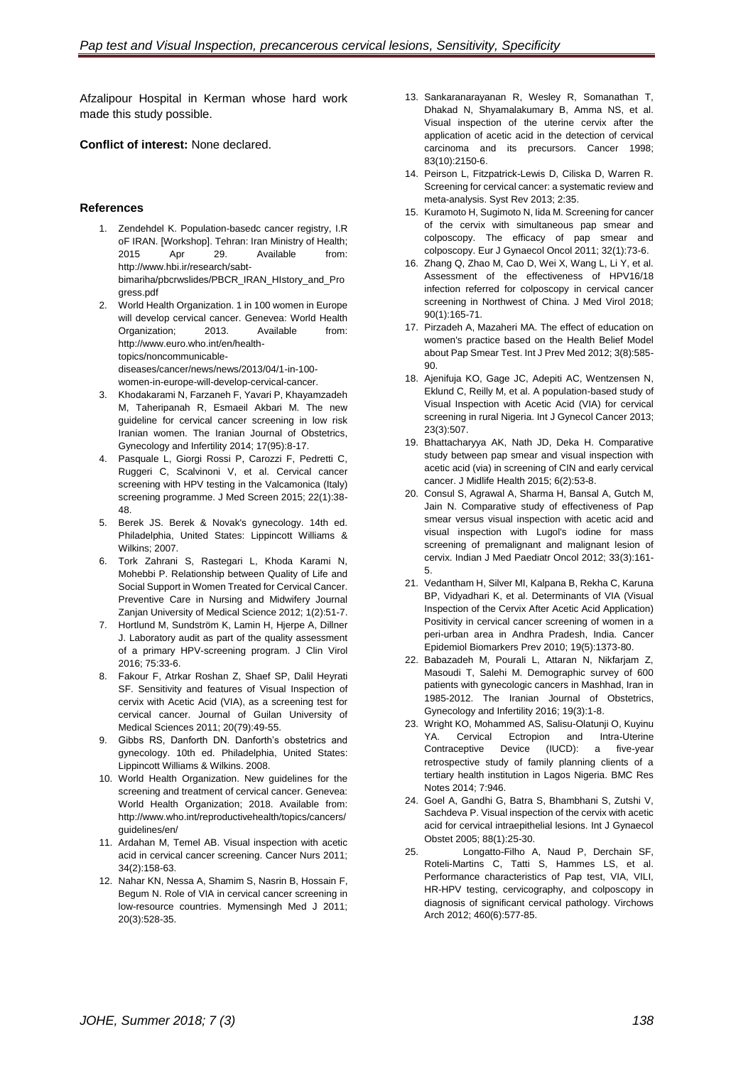Afzalipour Hospital in Kerman whose hard work made this study possible.

**Conflict of interest:** None declared.

### References

1. Zendehdel K. Population-basedc cancer registry, I.R oF IRAN. [Workshop]. Tehran: Iran Ministry of Health; 2015 Apr 29. Available from: http://www.hbi.ir/research/sabt-bimariha/pbcrwslides/PBCR_IRAN_HIstory_and_Progress.pdf
2. World Health Organization. 1 in 100 women in Europe will develop cervical cancer. Genevea: World Health Organization; 2013. Available from: http://www.euro.who.int/en/health-topics/noncommunicable-diseases/cancer/news/news/2013/04/1-in-100-women-in-europe-will-develop-cervical-cancer.
3. Khodakarami N, Farzaneh F, Yavari P, Khayamzadeh M, Taheripanah R, Esmaeil Akbari M. The new guideline for cervical cancer screening in low risk Iranian women. The Iranian Journal of Obstetrics, Gynecology and Infertility 2014; 17(95):8-17.
4. Pasquale L, Giorgi Rossi P, Carozzi F, Pedretti C, Ruggeri C, Scalvinoni V, et al. Cervical cancer screening with HPV testing in the Valcamonica (Italy) screening programme. J Med Screen 2015; 22(1):38-48.
5. Berek JS. Berek & Novak's gynecology. 14th ed. Philadelphia, United States: Lippincott Williams & Wilkins; 2007.
6. Tork Zahrani S, Rastegari L, Khoda Karami N, Mohebbi P. Relationship between Quality of Life and Social Support in Women Treated for Cervical Cancer. Preventive Care in Nursing and Midwifery Journal Zanjan University of Medical Science 2012; 1(2):51-7.
7. Hortlund M, Sundström K, Lamin H, Hjerpe A, Dillner J. Laboratory audit as part of the quality assessment of a primary HPV-screening program. J Clin Virol 2016; 75:33-6.
8. Fakour F, Atrkar Roshan Z, Shaef SP, Dalil Heyrati SF. Sensitivity and features of Visual Inspection of cervix with Acetic Acid (VIA), as a screening test for cervical cancer. Journal of Guilan University of Medical Sciences 2011; 20(79):49-55.
9. Gibbs RS, Danforth DN. Danforth's obstetrics and gynecology. 10th ed. Philadelphia, United States: Lippincott Williams & Wilkins. 2008.
10. World Health Organization. New guidelines for the screening and treatment of cervical cancer. Genevea: World Health Organization; 2018. Available from: http://www.who.int/reproductivehealth/topics/cancers/guidelines/en/
11. Ardahan M, Temel AB. Visual inspection with acetic acid in cervical cancer screening. Cancer Nurs 2011; 34(2):158-63.
12. Nahar KN, Nessa A, Shamim S, Nasrin B, Hossain F, Begum N. Role of VIA in cervical cancer screening in low-resource countries. Mymensingh Med J 2011; 20(3):528-35.
13. Sankaranarayanan R, Wesley R, Somanathan T, Dhakad N, Shyamalakumary B, Amma NS, et al. Visual inspection of the uterine cervix after the application of acetic acid in the detection of cervical carcinoma and its precursors. Cancer 1998; 83(10):2150-6.
14. Peirson L, Fitzpatrick-Lewis D, Ciliska D, Warren R. Screening for cervical cancer: a systematic review and meta-analysis. Syst Rev 2013; 2:35.
15. Kuramoto H, Sugimoto N, Iida M. Screening for cancer of the cervix with simultaneous pap smear and colposcopy. The efficacy of pap smear and colposcopy. Eur J Gynaecol Oncol 2011; 32(1):73-6.
16. Zhang Q, Zhao M, Cao D, Wei X, Wang L, Li Y, et al. Assessment of the effectiveness of HPV16/18 infection referred for colposcopy in cervical cancer screening in Northwest of China. J Med Virol 2018; 90(1):165-71.
17. Pirzadeh A, Mazaheri MA. The effect of education on women's practice based on the Health Belief Model about Pap Smear Test. Int J Prev Med 2012; 3(8):585-90.
18. Ajenifuja KO, Gage JC, Adepiti AC, Wentzensen N, Eklund C, Reilly M, et al. A population-based study of Visual Inspection with Acetic Acid (VIA) for cervical screening in rural Nigeria. Int J Gynecol Cancer 2013; 23(3):507.
19. Bhattacharyya AK, Nath JD, Deka H. Comparative study between pap smear and visual inspection with acetic acid (via) in screening of CIN and early cervical cancer. J Midlife Health 2015; 6(2):53-8.
20. Consul S, Agrawal A, Sharma H, Bansal A, Gutch M, Jain N. Comparative study of effectiveness of Pap smear versus visual inspection with acetic acid and visual inspection with Lugol's iodine for mass screening of premalignant and malignant lesion of cervix. Indian J Med Paediatr Oncol 2012; 33(3):161-5.
21. Vedantham H, Silver MI, Kalpana B, Rekha C, Karuna BP, Vidyadhari K, et al. Determinants of VIA (Visual Inspection of the Cervix After Acetic Acid Application) Positivity in cervical cancer screening of women in a peri-urban area in Andhra Pradesh, India. Cancer Epidemiol Biomarkers Prev 2010; 19(5):1373-80.
22. Babazadeh M, Pourali L, Attaran N, Nikfarjam Z, Masoudi T, Salehi M. Demographic survey of 600 patients with gynecologic cancers in Mashhad, Iran in 1985-2012. The Iranian Journal of Obstetrics, Gynecology and Infertility 2016; 19(3):1-8.
23. Wright KO, Mohammed AS, Salisu-Olatunji O, Kuyinu YA. Cervical Ectropion and Intra-Uterine Contraceptive Device (IUCD): a five-year retrospective study of family planning clients of a tertiary health institution in Lagos Nigeria. BMC Res Notes 2014; 7:946.
24. Goel A, Gandhi G, Batra S, Bhambhani S, Zutshi V, Sachdeva P. Visual inspection of the cervix with acetic acid for cervical intraepithelial lesions. Int J Gynaecol Obstet 2005; 88(1):25-30.
25. Longatto-Filho A, Naud P, Derchain SF, Roteli-Martins C, Tatti S, Hammes LS, et al. Performance characteristics of Pap test, VIA, VILI, HR-HPV testing, cervicography, and colposcopy in diagnosis of significant cervical pathology. Virchows Arch 2012; 460(6):577-85.